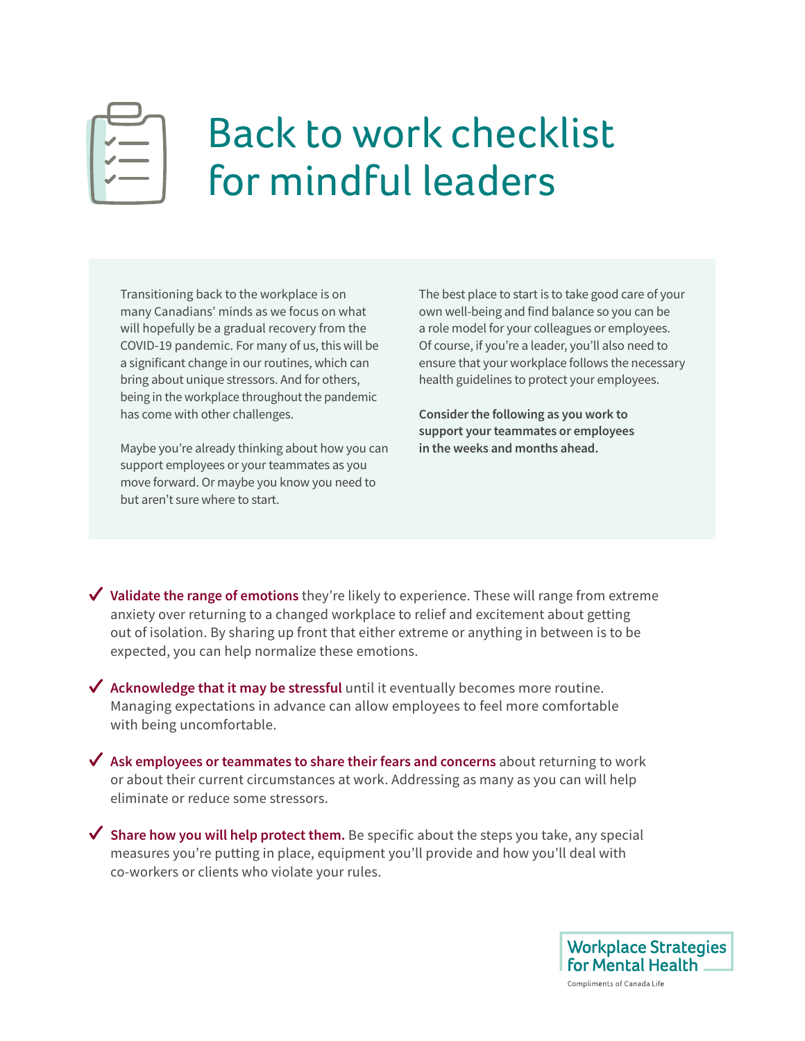# Back to work checklist for mindful leaders

Transitioning back to the workplace is on many Canadians' minds as we focus on what will hopefully be a gradual recovery from the COVID-19 pandemic. For many of us, this will be a significant change in our routines, which can bring about unique stressors. And for others, being in the workplace throughout the pandemic has come with other challenges.

Maybe you're already thinking about how you can support employees or your teammates as you move forward. Or maybe you know you need to but aren't sure where to start.

The best place to start is to take good care of your own well-being and find balance so you can be a role model for your colleagues or employees. Of course, if you're a leader, you'll also need to ensure that your workplace follows the necessary health guidelines to protect your employees.

**Consider the following as you work to support your teammates or employees in the weeks and months ahead.**

- ✓ **Validate the range of emotions** they're likely to experience. These will range from extreme anxiety over returning to a changed workplace to relief and excitement about getting out of isolation. By sharing up front that either extreme or anything in between is to be expected, you can help normalize these emotions.
- ✓ **Acknowledge that it may be stressful** until it eventually becomes more routine. Managing expectations in advance can allow employees to feel more comfortable with being uncomfortable.
- ✓ **Ask employees or teammates to share their fears and concerns** about returning to work or about their current circumstances at work. Addressing as many as you can will help eliminate or reduce some stressors.
- ✓ **Share how you will help protect them.** Be specific about the steps you take, any special measures you're putting in place, equipment you'll provide and how you'll deal with co-workers or clients who violate your rules.

Workplace Strategies for Mental Health

Compliments of Canada Life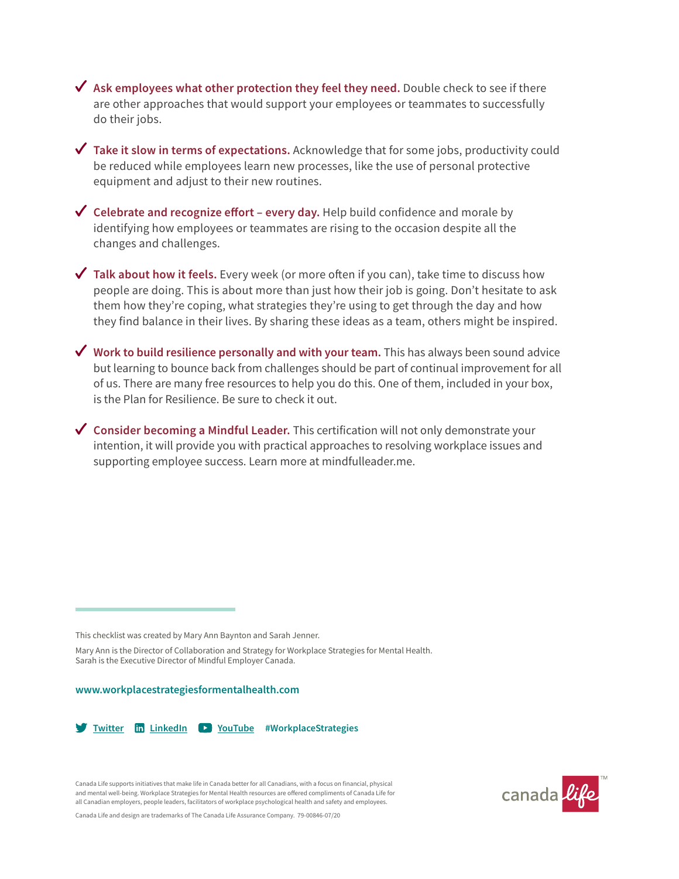- ✔ **Ask employees what other protection they feel they need.** Double check to see if there are other approaches that would support your employees or teammates to successfully do their jobs.

- ✔ **Take it slow in terms of expectations.** Acknowledge that for some jobs, productivity could be reduced while employees learn new processes, like the use of personal protective equipment and adjust to their new routines.

- ✔ **Celebrate and recognize effort – every day.** Help build confidence and morale by identifying how employees or teammates are rising to the occasion despite all the changes and challenges.

- ✔ **Talk about how it feels.** Every week (or more often if you can), take time to discuss how people are doing. This is about more than just how their job is going. Don't hesitate to ask them how they're coping, what strategies they're using to get through the day and how they find balance in their lives. By sharing these ideas as a team, others might be inspired.

- ✔ **Work to build resilience personally and with your team.** This has always been sound advice but learning to bounce back from challenges should be part of continual improvement for all of us. There are many free resources to help you do this. One of them, included in your box, is the Plan for Resilience. Be sure to check it out.

- ✔ **Consider becoming a Mindful Leader.** This certification will not only demonstrate your intention, it will provide you with practical approaches to resolving workplace issues and supporting employee success. Learn more at mindfulleader.me.

---

This checklist was created by Mary Ann Baynton and Sarah Jenner.

Mary Ann is the Director of Collaboration and Strategy for Workplace Strategies for Mental Health.
Sarah is the Executive Director of Mindful Employer Canada.

**www.workplacestrategiesformentalhealth.com**

Twitter LinkedIn YouTube #WorkplaceStrategies

Canada Life supports initiatives that make life in Canada better for all Canadians, with a focus on financial, physical and mental well-being. Workplace Strategies for Mental Health resources are offered compliments of Canada Life for all Canadian employers, people leaders, facilitators of workplace psychological health and safety and employees.

Canada Life and design are trademarks of The Canada Life Assurance Company. 79-00846-07/20

canada life™